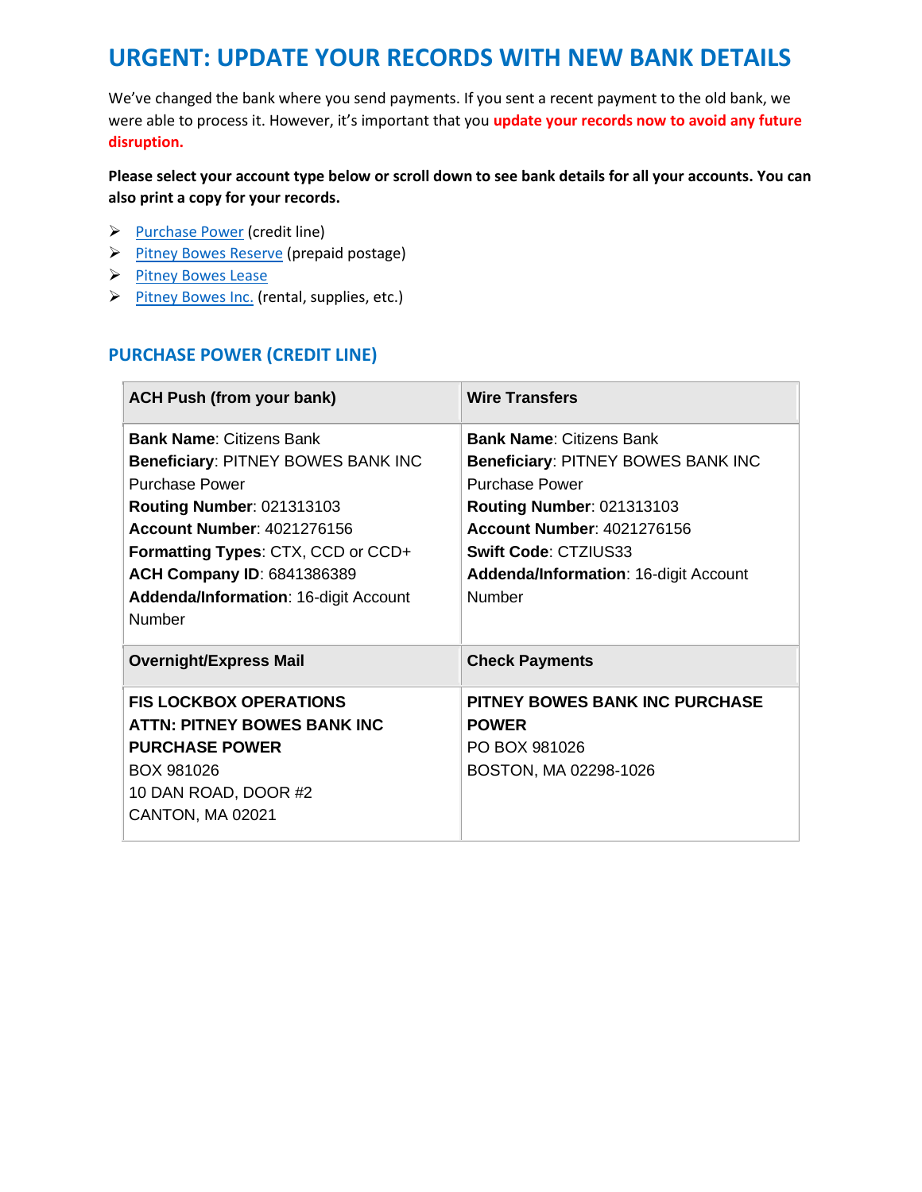# URGENT: UPDATE YOUR RECORDS WITH NEW BANK DETAILS

We've changed the bank where you send payments. If you sent a recent payment to the old bank, we were able to process it. However, it's important that you **update your records now to avoid any future disruption.**

**Please select your account type below or scroll down to see bank details for all your accounts. You can also print a copy for your records.**

- Purchase Power (credit line)
- Pitney Bowes Reserve (prepaid postage)
- Pitney Bowes Lease
- Pitney Bowes Inc. (rental, supplies, etc.)

## PURCHASE POWER (CREDIT LINE)

| ACH Push (from your bank) | Wire Transfers |
| --- | --- |
| **Bank Name**: Citizens Bank<br>**Beneficiary**: PITNEY BOWES BANK INC Purchase Power<br>**Routing Number**: 021313103<br>**Account Number**: 4021276156<br>**Formatting Types**: CTX, CCD or CCD+<br>**ACH Company ID**: 6841386389<br>**Addenda/Information**: 16-digit Account Number | **Bank Name**: Citizens Bank<br>**Beneficiary**: PITNEY BOWES BANK INC Purchase Power<br>**Routing Number**: 021313103<br>**Account Number**: 4021276156<br>**Swift Code**: CTZIUS33<br>**Addenda/Information**: 16-digit Account Number |
| **Overnight/Express Mail** | **Check Payments** |
| **FIS LOCKBOX OPERATIONS**<br>**ATTN: PITNEY BOWES BANK INC PURCHASE POWER**<br>BOX 981026<br>10 DAN ROAD, DOOR #2<br>CANTON, MA 02021 | **PITNEY BOWES BANK INC PURCHASE POWER**<br>PO BOX 981026<br>BOSTON, MA 02298-1026 |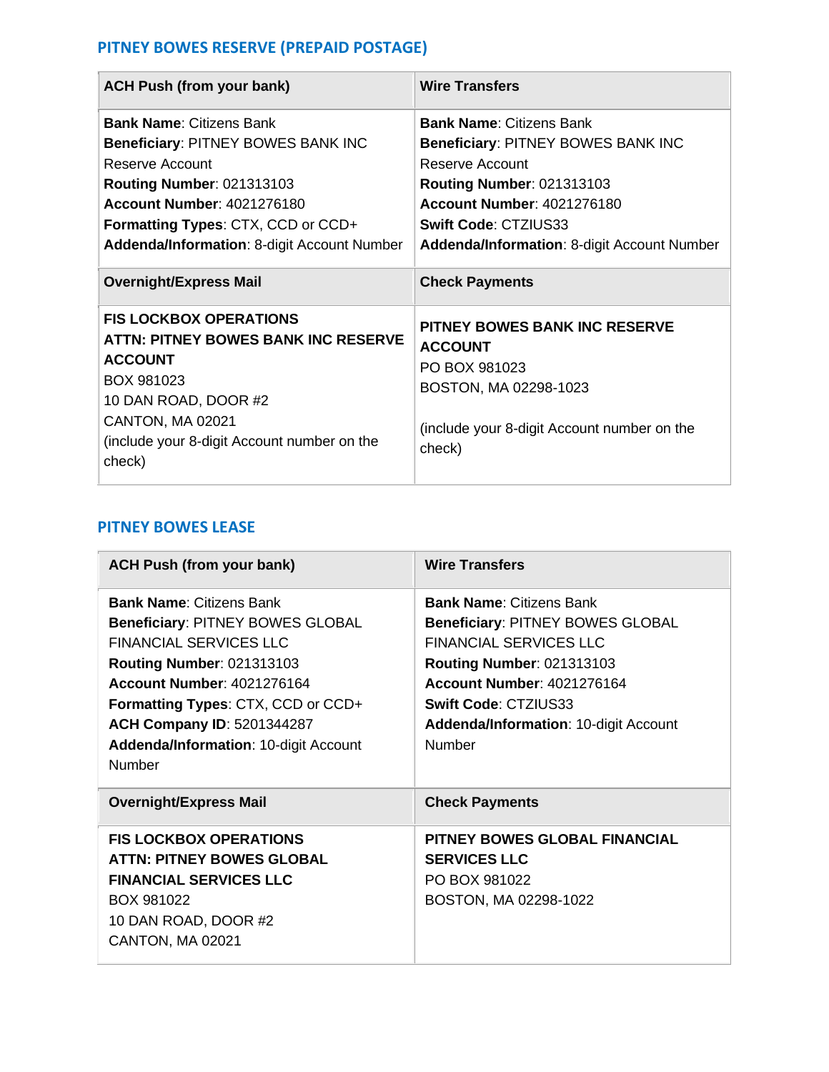## PITNEY BOWES RESERVE (PREPAID POSTAGE)

| ACH Push (from your bank) | Wire Transfers |
|---|---|
| **Bank Name**: Citizens Bank<br>**Beneficiary**: PITNEY BOWES BANK INC Reserve Account<br>**Routing Number**: 021313103<br>**Account Number**: 4021276180<br>**Formatting Types**: CTX, CCD or CCD+<br>**Addenda/Information**: 8-digit Account Number | **Bank Name**: Citizens Bank<br>**Beneficiary**: PITNEY BOWES BANK INC Reserve Account<br>**Routing Number**: 021313103<br>**Account Number**: 4021276180<br>**Swift Code**: CTZIUS33<br>**Addenda/Information**: 8-digit Account Number |
| **Overnight/Express Mail** | **Check Payments** |
| **FIS LOCKBOX OPERATIONS**<br>**ATTN: PITNEY BOWES BANK INC RESERVE ACCOUNT**<br>BOX 981023<br>10 DAN ROAD, DOOR #2<br>CANTON, MA 02021<br>(include your 8-digit Account number on the check) | **PITNEY BOWES BANK INC RESERVE ACCOUNT**<br>PO BOX 981023<br>BOSTON, MA 02298-1023<br><br>(include your 8-digit Account number on the check) |

## PITNEY BOWES LEASE

| ACH Push (from your bank) | Wire Transfers |
|---|---|
| **Bank Name**: Citizens Bank<br>**Beneficiary**: PITNEY BOWES GLOBAL FINANCIAL SERVICES LLC<br>**Routing Number**: 021313103<br>**Account Number**: 4021276164<br>**Formatting Types**: CTX, CCD or CCD+<br>**ACH Company ID**: 5201344287<br>**Addenda/Information**: 10-digit Account Number | **Bank Name**: Citizens Bank<br>**Beneficiary**: PITNEY BOWES GLOBAL FINANCIAL SERVICES LLC<br>**Routing Number**: 021313103<br>**Account Number**: 4021276164<br>**Swift Code**: CTZIUS33<br>**Addenda/Information**: 10-digit Account Number |
| **Overnight/Express Mail** | **Check Payments** |
| **FIS LOCKBOX OPERATIONS**<br>**ATTN: PITNEY BOWES GLOBAL FINANCIAL SERVICES LLC**<br>BOX 981022<br>10 DAN ROAD, DOOR #2<br>CANTON, MA 02021 | **PITNEY BOWES GLOBAL FINANCIAL SERVICES LLC**<br>PO BOX 981022<br>BOSTON, MA 02298-1022 |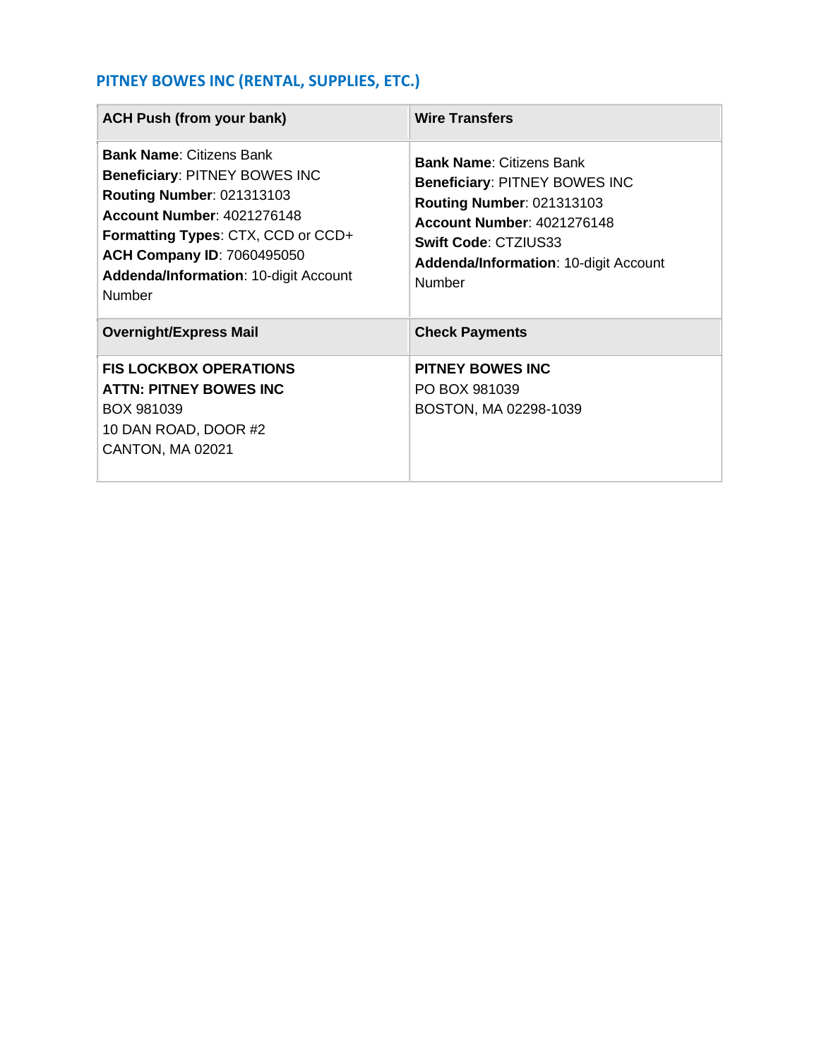## PITNEY BOWES INC (RENTAL, SUPPLIES, ETC.)

| ACH Push (from your bank) | Wire Transfers |
|---|---|
| **Bank Name**: Citizens Bank<br>**Beneficiary**: PITNEY BOWES INC<br>**Routing Number**: 021313103<br>**Account Number**: 4021276148<br>**Formatting Types**: CTX, CCD or CCD+<br>**ACH Company ID**: 7060495050<br>**Addenda/Information**: 10-digit Account Number | **Bank Name**: Citizens Bank<br>**Beneficiary**: PITNEY BOWES INC<br>**Routing Number**: 021313103<br>**Account Number**: 4021276148<br>**Swift Code**: CTZIUS33<br>**Addenda/Information**: 10-digit Account Number |
| **Overnight/Express Mail** | **Check Payments** |
| **FIS LOCKBOX OPERATIONS**<br>**ATTN: PITNEY BOWES INC**<br>BOX 981039<br>10 DAN ROAD, DOOR #2<br>CANTON, MA 02021 | **PITNEY BOWES INC**<br>PO BOX 981039<br>BOSTON, MA 02298-1039 |